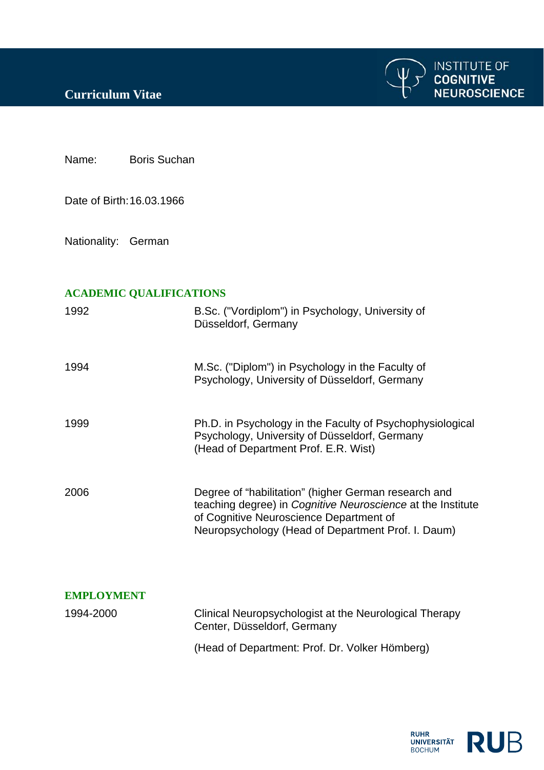# Curriculum Vitae

INSTITUTE OF COGNITIVE NEUROSCIENCE

Name: Boris Suchan

Date of Birth: 16.03.1966

Nationality: German

## ACADEMIC QUALIFICATIONS

| | |
|---|---|
| 1992 | B.Sc. ("Vordiplom") in Psychology, University of Düsseldorf, Germany |
| 1994 | M.Sc. ("Diplom") in Psychology in the Faculty of Psychology, University of Düsseldorf, Germany |
| 1999 | Ph.D. in Psychology in the Faculty of Psychophysiological Psychology, University of Düsseldorf, Germany (Head of Department Prof. E.R. Wist) |
| 2006 | Degree of "habilitation" (higher German research and teaching degree) in *Cognitive Neuroscience* at the Institute of Cognitive Neuroscience Department of Neuropsychology (Head of Department Prof. I. Daum) |

## EMPLOYMENT

| | |
|---|---|
| 1994-2000 | Clinical Neuropsychologist at the Neurological Therapy Center, Düsseldorf, Germany<br><br>(Head of Department: Prof. Dr. Volker Hömberg) |

RUHR UNIVERSITÄT BOCHUM RUB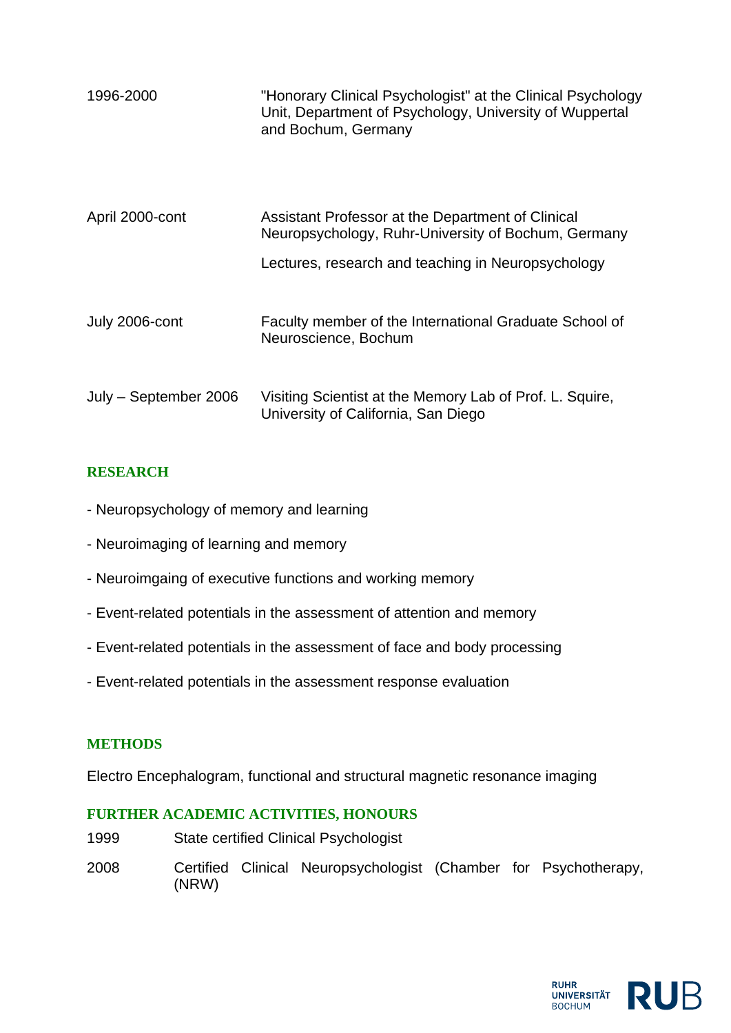| | |
|---|---|
| 1996-2000 | "Honorary Clinical Psychologist" at the Clinical Psychology Unit, Department of Psychology, University of Wuppertal and Bochum, Germany |
| April 2000-cont | Assistant Professor at the Department of Clinical Neuropsychology, Ruhr-University of Bochum, Germany<br>Lectures, research and teaching in Neuropsychology |
| July 2006-cont | Faculty member of the International Graduate School of Neuroscience, Bochum |
| July – September 2006 | Visiting Scientist at the Memory Lab of Prof. L. Squire, University of California, San Diego |

## RESEARCH

- Neuropsychology of memory and learning
- Neuroimaging of learning and memory
- Neuroimgaing of executive functions and working memory
- Event-related potentials in the assessment of attention and memory
- Event-related potentials in the assessment of face and body processing
- Event-related potentials in the assessment response evaluation

## METHODS

Electro Encephalogram, functional and structural magnetic resonance imaging

## FURTHER ACADEMIC ACTIVITIES, HONOURS

| | |
|---|---|
| 1999 | State certified Clinical Psychologist |
| 2008 | Certified Clinical Neuropsychologist (Chamber for Psychotherapy, (NRW) |